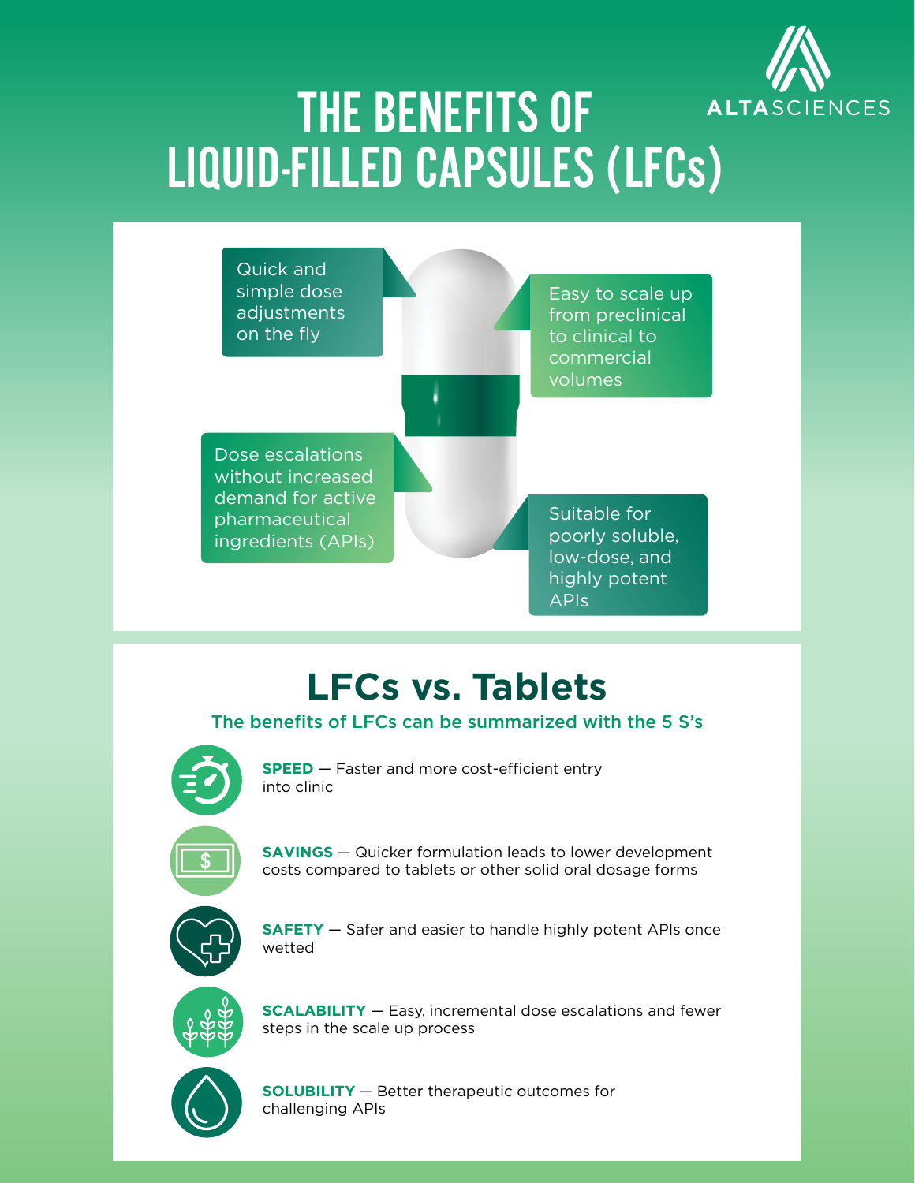# THE BENEFITS OF LIQUID-FILLED CAPSULES (LFCs)

ALTASCIENCES

- Quick and simple dose adjustments on the fly
- Easy to scale up from preclinical to clinical to commercial volumes
- Dose escalations without increased demand for active pharmaceutical ingredients (APIs)
- Suitable for poorly soluble, low-dose, and highly potent APIs

## LFCs vs. Tablets

The benefits of LFCs can be summarized with the 5 S's

**SPEED** — Faster and more cost-efficient entry into clinic

**SAVINGS** — Quicker formulation leads to lower development costs compared to tablets or other solid oral dosage forms

**SAFETY** — Safer and easier to handle highly potent APIs once wetted

**SCALABILITY** — Easy, incremental dose escalations and fewer steps in the scale up process

**SOLUBILITY** — Better therapeutic outcomes for challenging APIs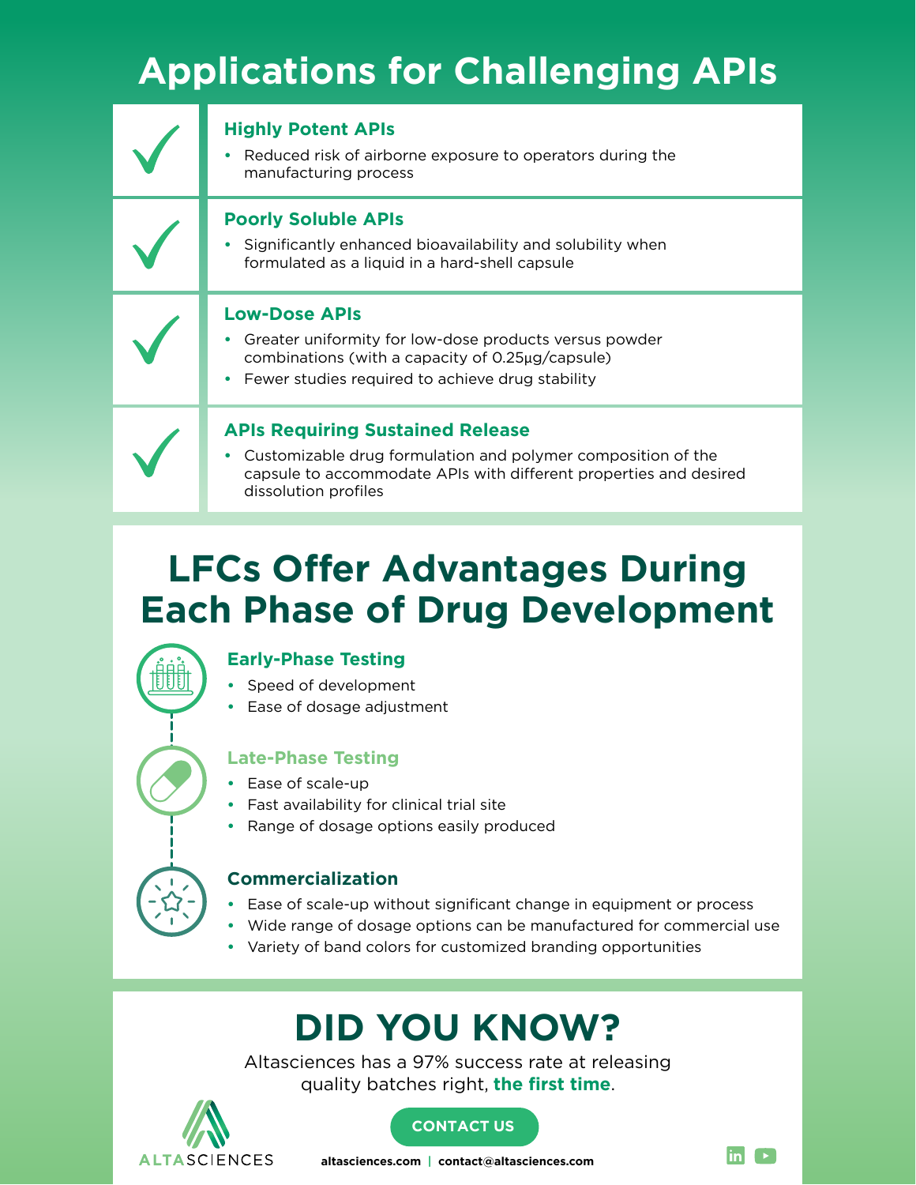# Applications for Challenging APIs

### Highly Potent APIs

- Reduced risk of airborne exposure to operators during the manufacturing process

### Poorly Soluble APIs

- Significantly enhanced bioavailability and solubility when formulated as a liquid in a hard-shell capsule

### Low-Dose APIs

- Greater uniformity for low-dose products versus powder combinations (with a capacity of 0.25µg/capsule)
- Fewer studies required to achieve drug stability

### APIs Requiring Sustained Release

- Customizable drug formulation and polymer composition of the capsule to accommodate APIs with different properties and desired dissolution profiles

# LFCs Offer Advantages During Each Phase of Drug Development

### Early-Phase Testing

- Speed of development
- Ease of dosage adjustment

### Late-Phase Testing

- Ease of scale-up
- Fast availability for clinical trial site
- Range of dosage options easily produced

### Commercialization

- Ease of scale-up without significant change in equipment or process
- Wide range of dosage options can be manufactured for commercial use
- Variety of band colors for customized branding opportunities

# DID YOU KNOW?

Altasciences has a 97% success rate at releasing quality batches right, **the first time**.

ALTASCIENCES

CONTACT US

altasciences.com | contact@altasciences.com